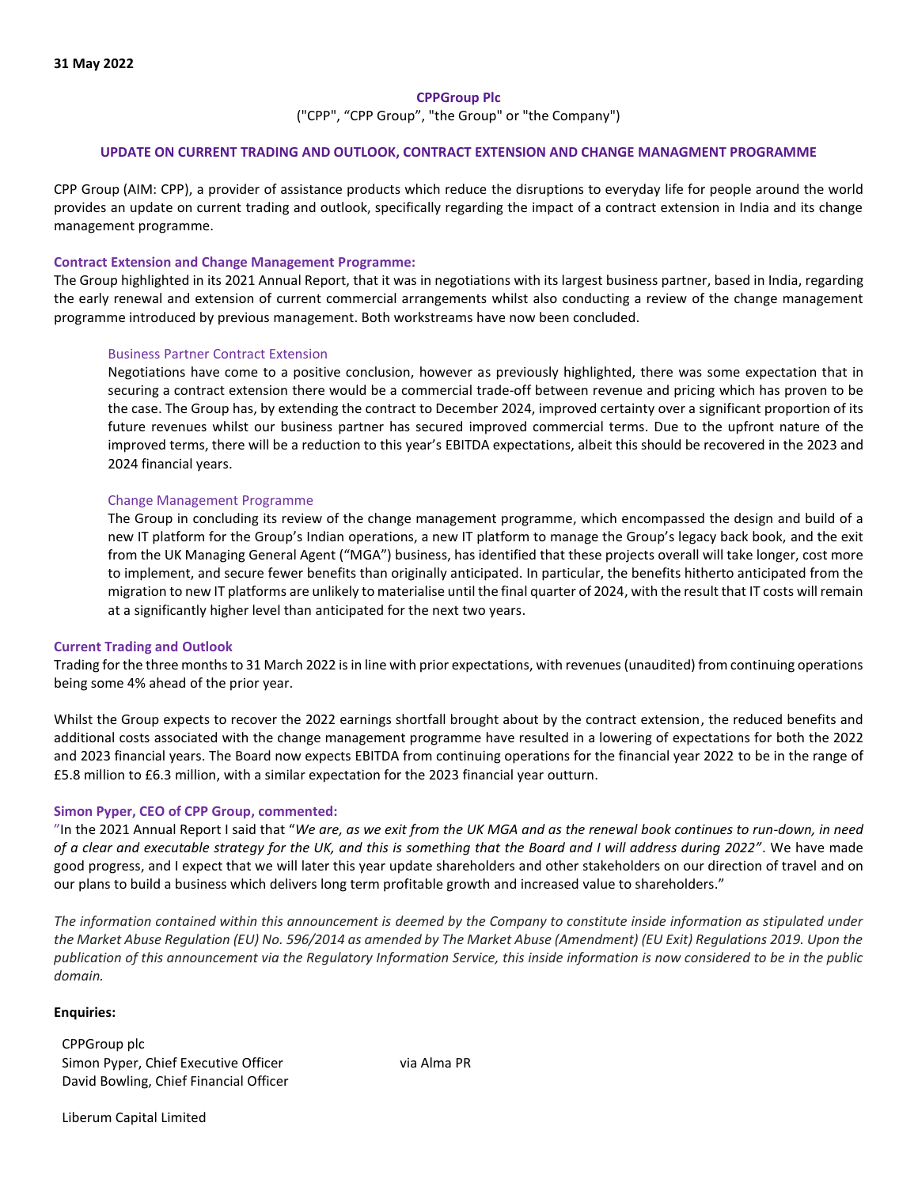**31 May 2022**

**CPPGroup Plc**

("CPP", "CPP Group", "the Group" or "the Company")

**UPDATE ON CURRENT TRADING AND OUTLOOK, CONTRACT EXTENSION AND CHANGE MANAGMENT PROGRAMME**

CPP Group (AIM: CPP), a provider of assistance products which reduce the disruptions to everyday life for people around the world provides an update on current trading and outlook, specifically regarding the impact of a contract extension in India and its change management programme.

**Contract Extension and Change Management Programme:**

The Group highlighted in its 2021 Annual Report, that it was in negotiations with its largest business partner, based in India, regarding the early renewal and extension of current commercial arrangements whilst also conducting a review of the change management programme introduced by previous management. Both workstreams have now been concluded.

Business Partner Contract Extension

Negotiations have come to a positive conclusion, however as previously highlighted, there was some expectation that in securing a contract extension there would be a commercial trade-off between revenue and pricing which has proven to be the case. The Group has, by extending the contract to December 2024, improved certainty over a significant proportion of its future revenues whilst our business partner has secured improved commercial terms. Due to the upfront nature of the improved terms, there will be a reduction to this year's EBITDA expectations, albeit this should be recovered in the 2023 and 2024 financial years.

Change Management Programme

The Group in concluding its review of the change management programme, which encompassed the design and build of a new IT platform for the Group's Indian operations, a new IT platform to manage the Group's legacy back book, and the exit from the UK Managing General Agent ("MGA") business, has identified that these projects overall will take longer, cost more to implement, and secure fewer benefits than originally anticipated. In particular, the benefits hitherto anticipated from the migration to new IT platforms are unlikely to materialise until the final quarter of 2024, with the result that IT costs will remain at a significantly higher level than anticipated for the next two years.

**Current Trading and Outlook**

Trading for the three months to 31 March 2022 is in line with prior expectations, with revenues (unaudited) from continuing operations being some 4% ahead of the prior year.

Whilst the Group expects to recover the 2022 earnings shortfall brought about by the contract extension, the reduced benefits and additional costs associated with the change management programme have resulted in a lowering of expectations for both the 2022 and 2023 financial years. The Board now expects EBITDA from continuing operations for the financial year 2022 to be in the range of £5.8 million to £6.3 million, with a similar expectation for the 2023 financial year outturn.

**Simon Pyper, CEO of CPP Group, commented:**

"In the 2021 Annual Report I said that "*We are, as we exit from the UK MGA and as the renewal book continues to run-down, in need of a clear and executable strategy for the UK, and this is something that the Board and I will address during 2022"*. We have made good progress, and I expect that we will later this year update shareholders and other stakeholders on our direction of travel and on our plans to build a business which delivers long term profitable growth and increased value to shareholders."

*The information contained within this announcement is deemed by the Company to constitute inside information as stipulated under the Market Abuse Regulation (EU) No. 596/2014 as amended by The Market Abuse (Amendment) (EU Exit) Regulations 2019. Upon the publication of this announcement via the Regulatory Information Service, this inside information is now considered to be in the public domain.*

**Enquiries:**

| | |
|---|---|
| CPPGroup plc | |
| Simon Pyper, Chief Executive Officer | via Alma PR |
| David Bowling, Chief Financial Officer | |

Liberum Capital Limited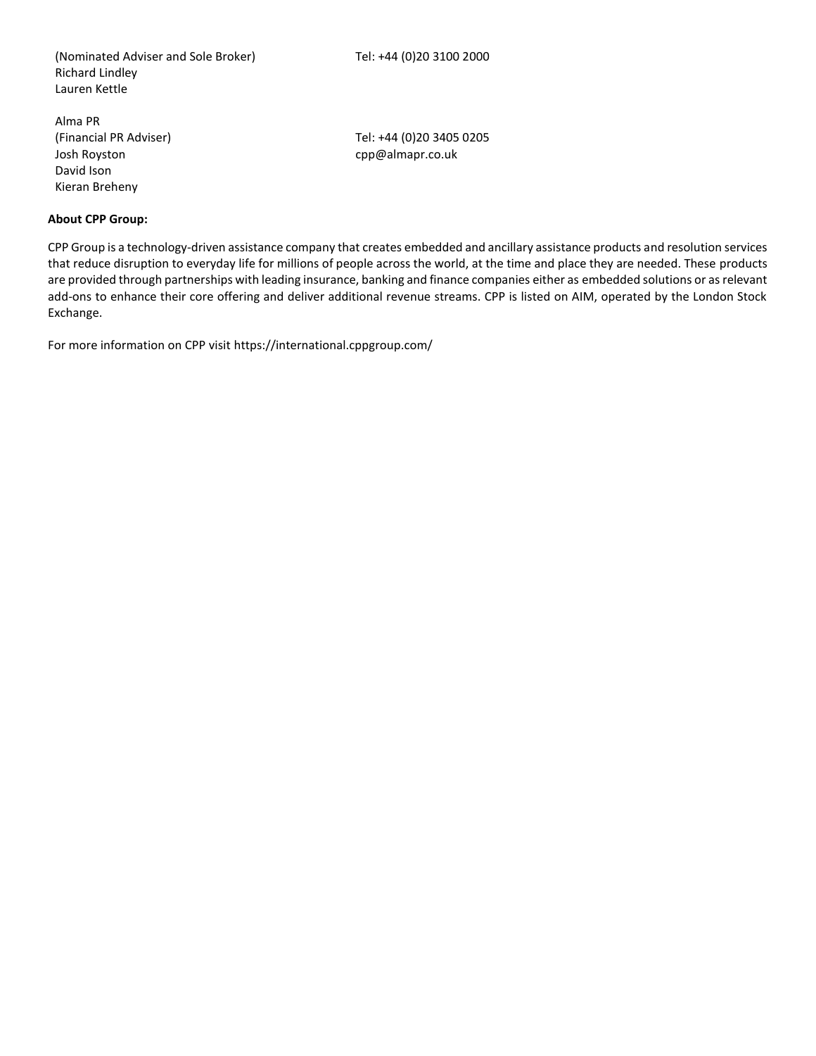(Nominated Adviser and Sole Broker) Tel: +44 (0)20 3100 2000
Richard Lindley
Lauren Kettle

Alma PR
(Financial PR Adviser) Tel: +44 (0)20 3405 0205
Josh Royston cpp@almapr.co.uk
David Ison
Kieran Breheny

**About CPP Group:**

CPP Group is a technology-driven assistance company that creates embedded and ancillary assistance products and resolution services that reduce disruption to everyday life for millions of people across the world, at the time and place they are needed. These products are provided through partnerships with leading insurance, banking and finance companies either as embedded solutions or as relevant add-ons to enhance their core offering and deliver additional revenue streams. CPP is listed on AIM, operated by the London Stock Exchange.

For more information on CPP visit https://international.cppgroup.com/